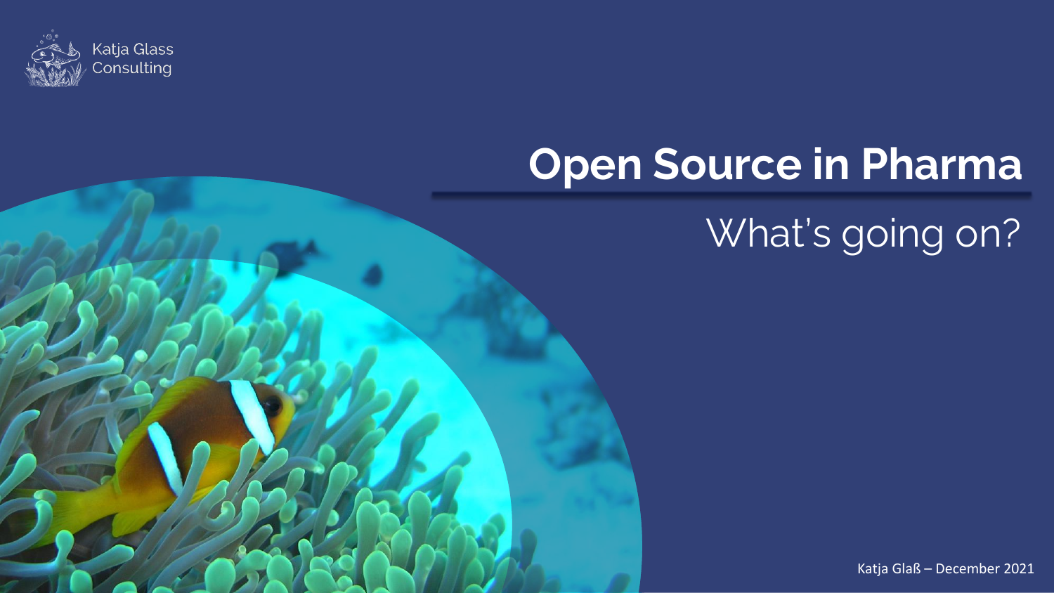Katja Glass Consulting

# Open Source in Pharma

## What's going on?

Katja Glaß – December 2021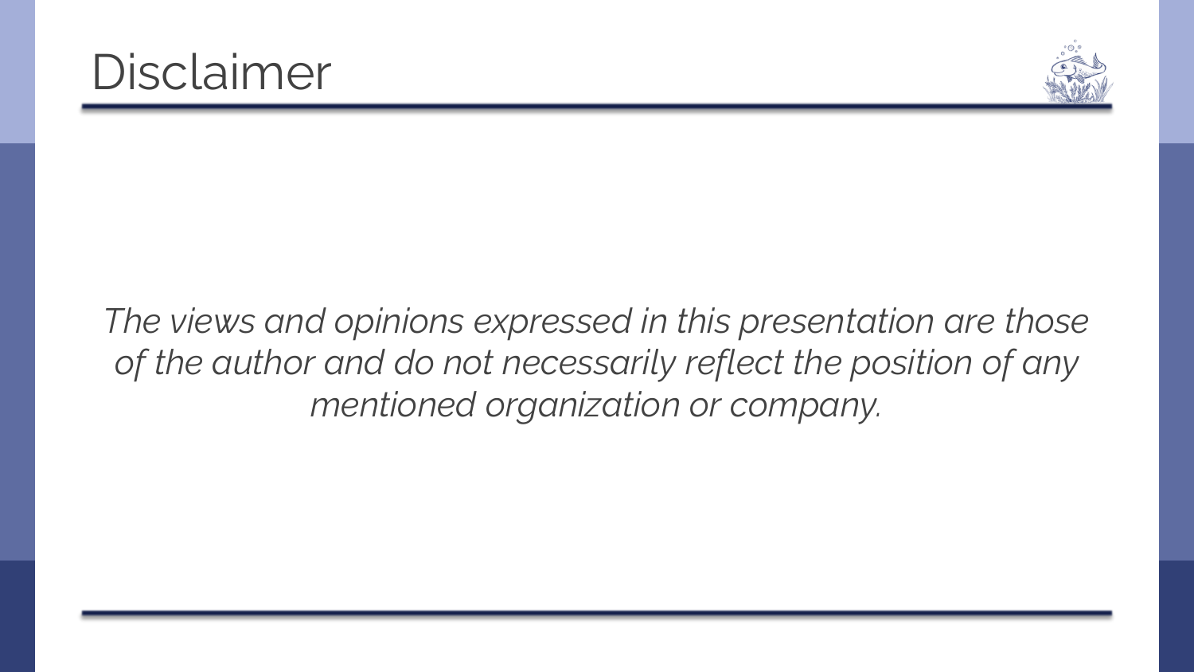# Disclaimer

*The views and opinions expressed in this presentation are those of the author and do not necessarily reflect the position of any mentioned organization or company.*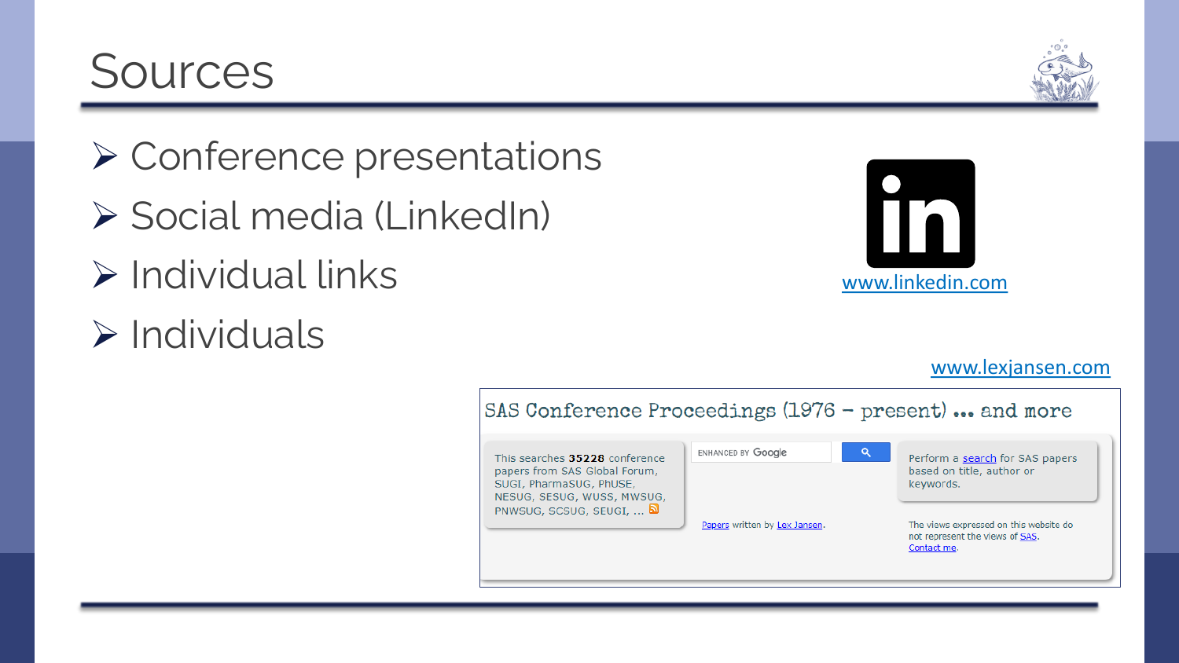# Sources

- Conference presentations
- Social media (LinkedIn)
- Individual links
- Individuals

www.linkedin.com

www.lexjansen.com

SAS Conference Proceedings (1976 – present) ... and more

This searches **35228** conference papers from SAS Global Forum, SUGI, PharmaSUG, PhUSE, NESUG, SESUG, WUSS, MWSUG, PNWSUG, SCSUG, SEUGI, ...

ENHANCED BY Google

Perform a search for SAS papers based on title, author or keywords.

Papers written by Lex Jansen.

The views expressed on this website do not represent the views of SAS. Contact me.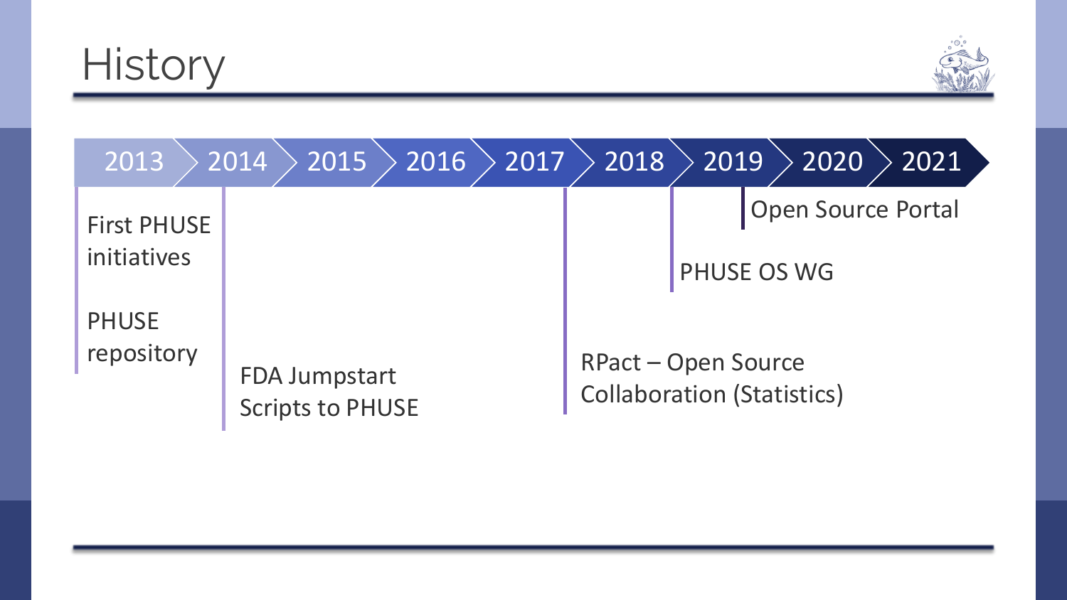# History

2013 | 2014 | 2015 | 2016 | 2017 | 2018 | 2019 | 2020 | 2021

- **2013**: First PHUSE initiatives; PHUSE repository
- **2014**: FDA Jumpstart Scripts to PHUSE
- **2017**: RPact – Open Source Collaboration (Statistics)
- **2018**: PHUSE OS WG
- **2019**: Open Source Portal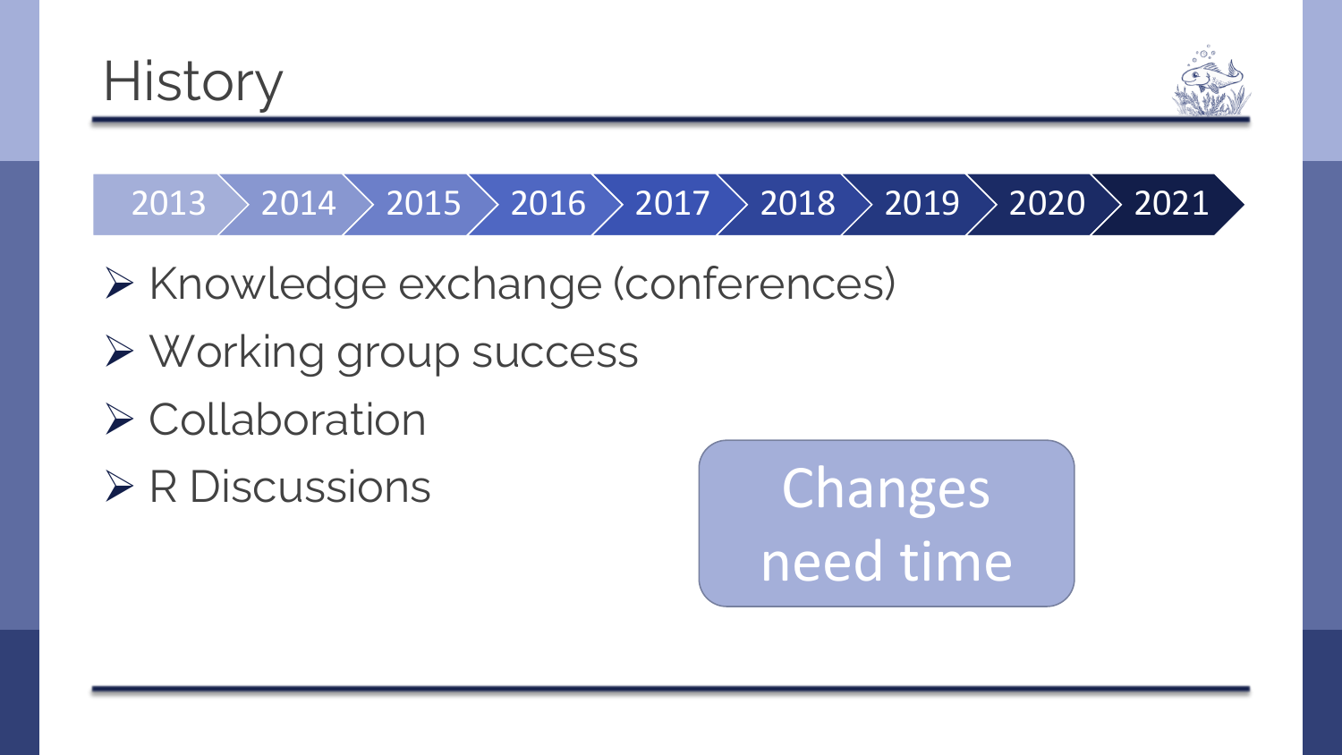# History

2013 › 2014 › 2015 › 2016 › 2017 › 2018 › 2019 › 2020 › 2021

- Knowledge exchange (conferences)
- Working group success
- Collaboration
- R Discussions

Changes need time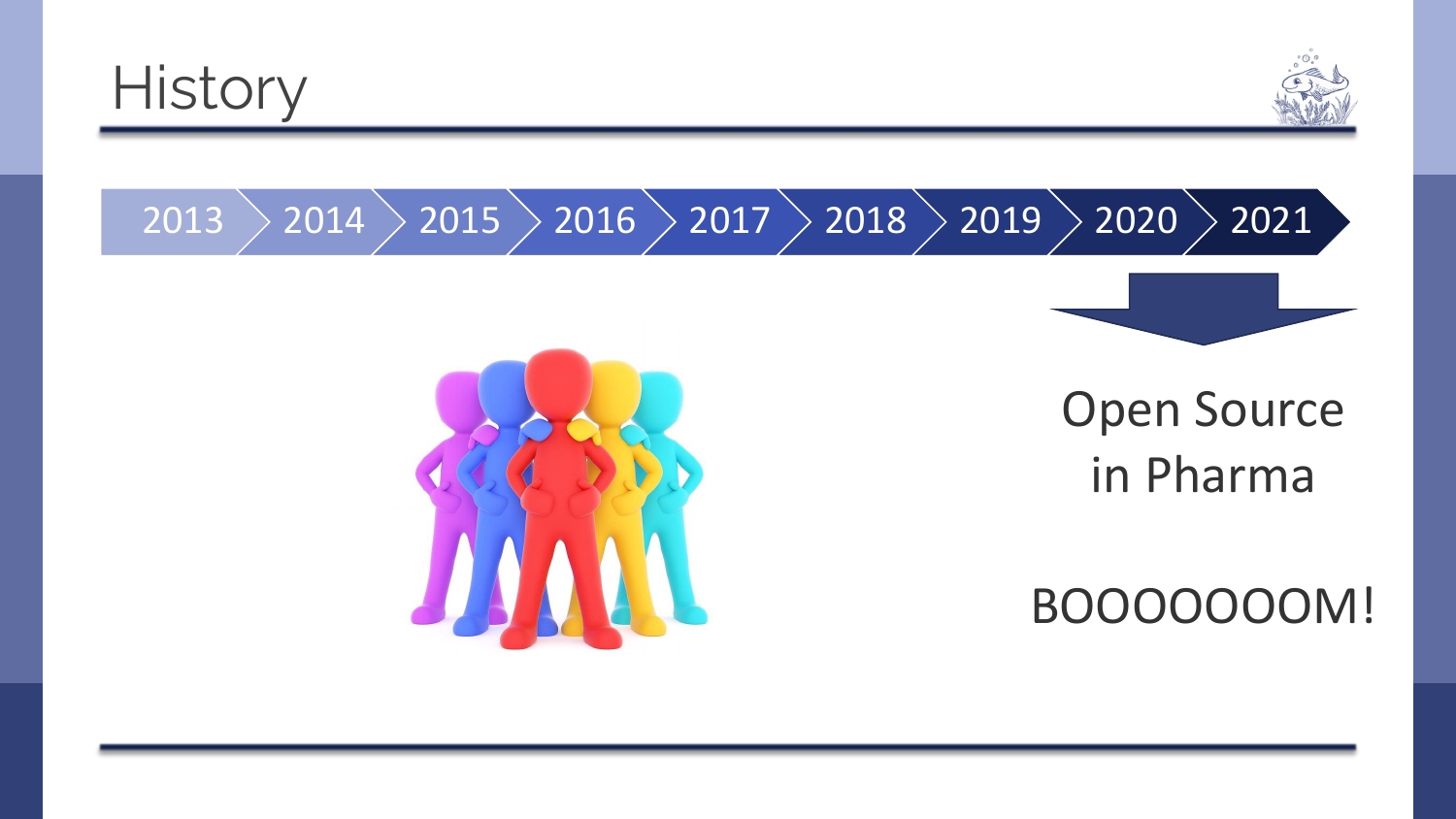# History

2013 | 2014 | 2015 | 2016 | 2017 | 2018 | 2019 | 2020 | 2021

Open Source in Pharma

BOOOOOOOM!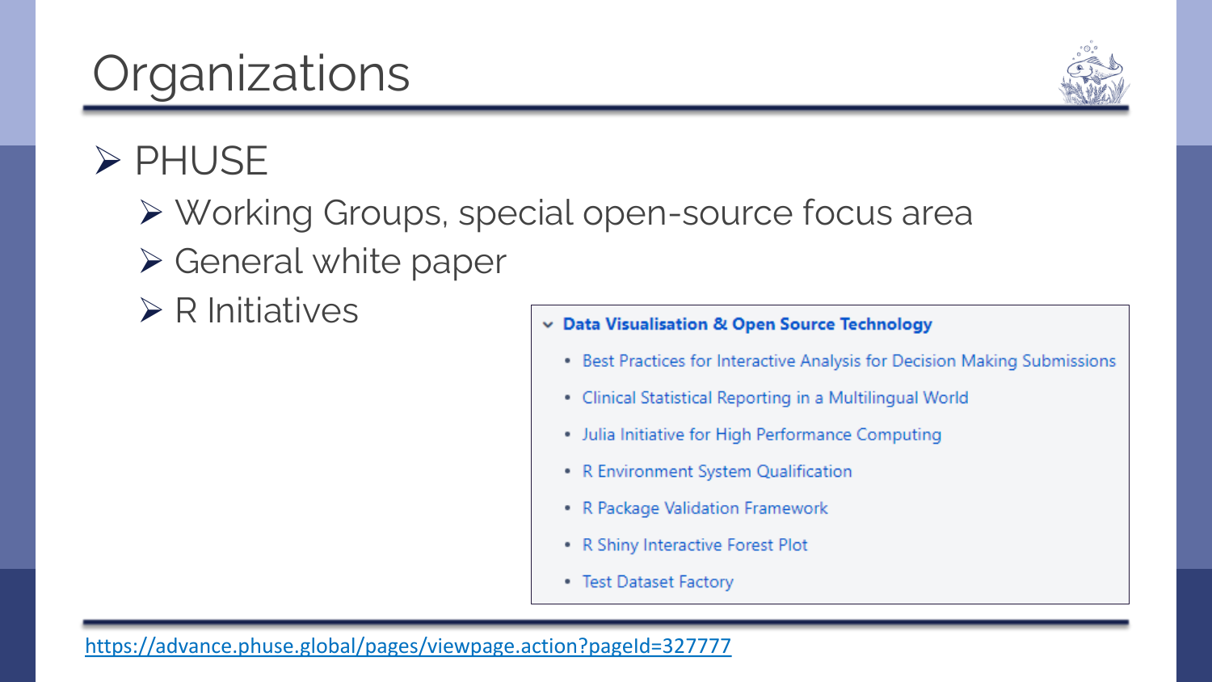# Organizations

- PHUSE
  - Working Groups, special open-source focus area
  - General white paper
  - R Initiatives

**Data Visualisation & Open Source Technology**

- Best Practices for Interactive Analysis for Decision Making Submissions
- Clinical Statistical Reporting in a Multilingual World
- Julia Initiative for High Performance Computing
- R Environment System Qualification
- R Package Validation Framework
- R Shiny Interactive Forest Plot
- Test Dataset Factory

https://advance.phuse.global/pages/viewpage.action?pageId=327777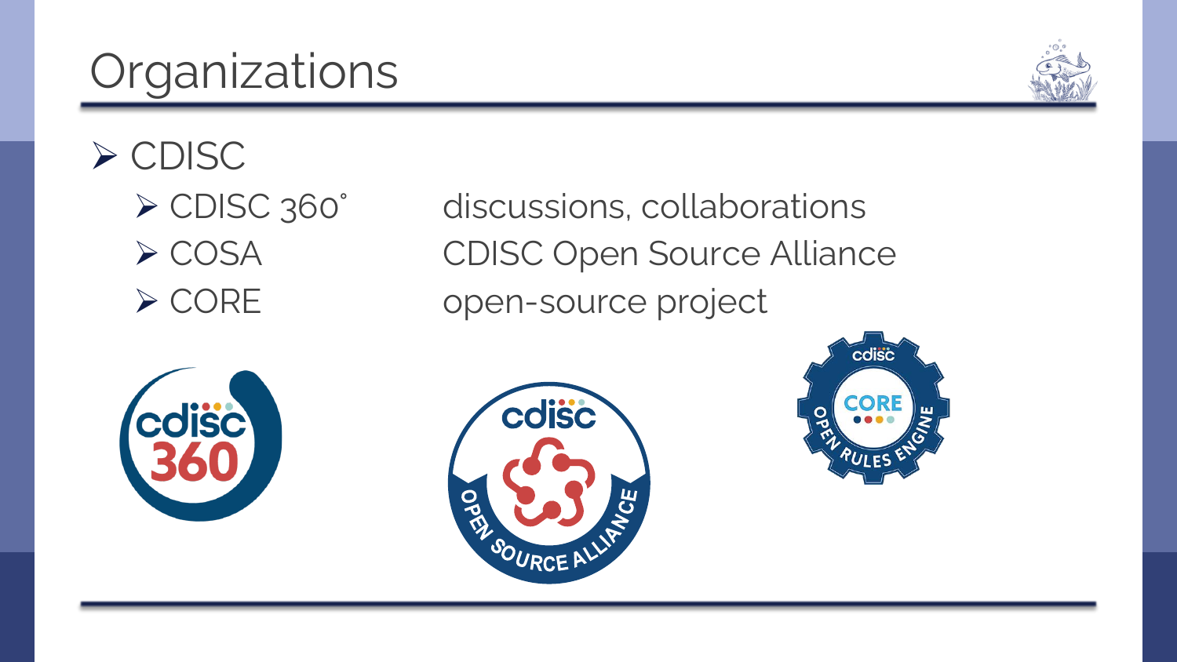# Organizations

- CDISC
  - CDISC 360˚ — discussions, collaborations
  - COSA — CDISC Open Source Alliance
  - CORE — open-source project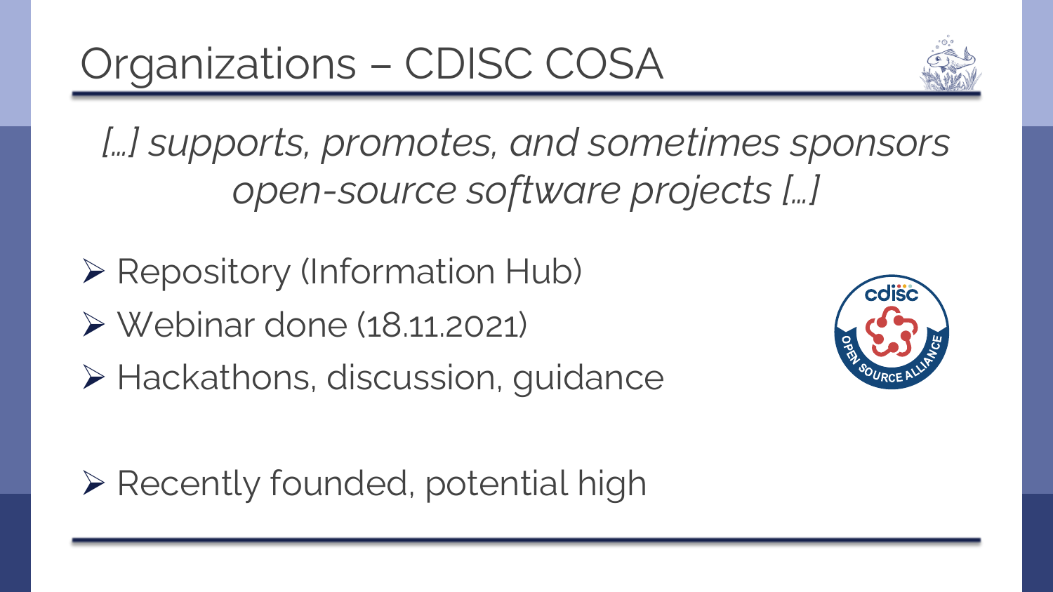# Organizations – CDISC COSA

*[…] supports, promotes, and sometimes sponsors open-source software projects […]*

- Repository (Information Hub)
- Webinar done (18.11.2021)
- Hackathons, discussion, guidance

- Recently founded, potential high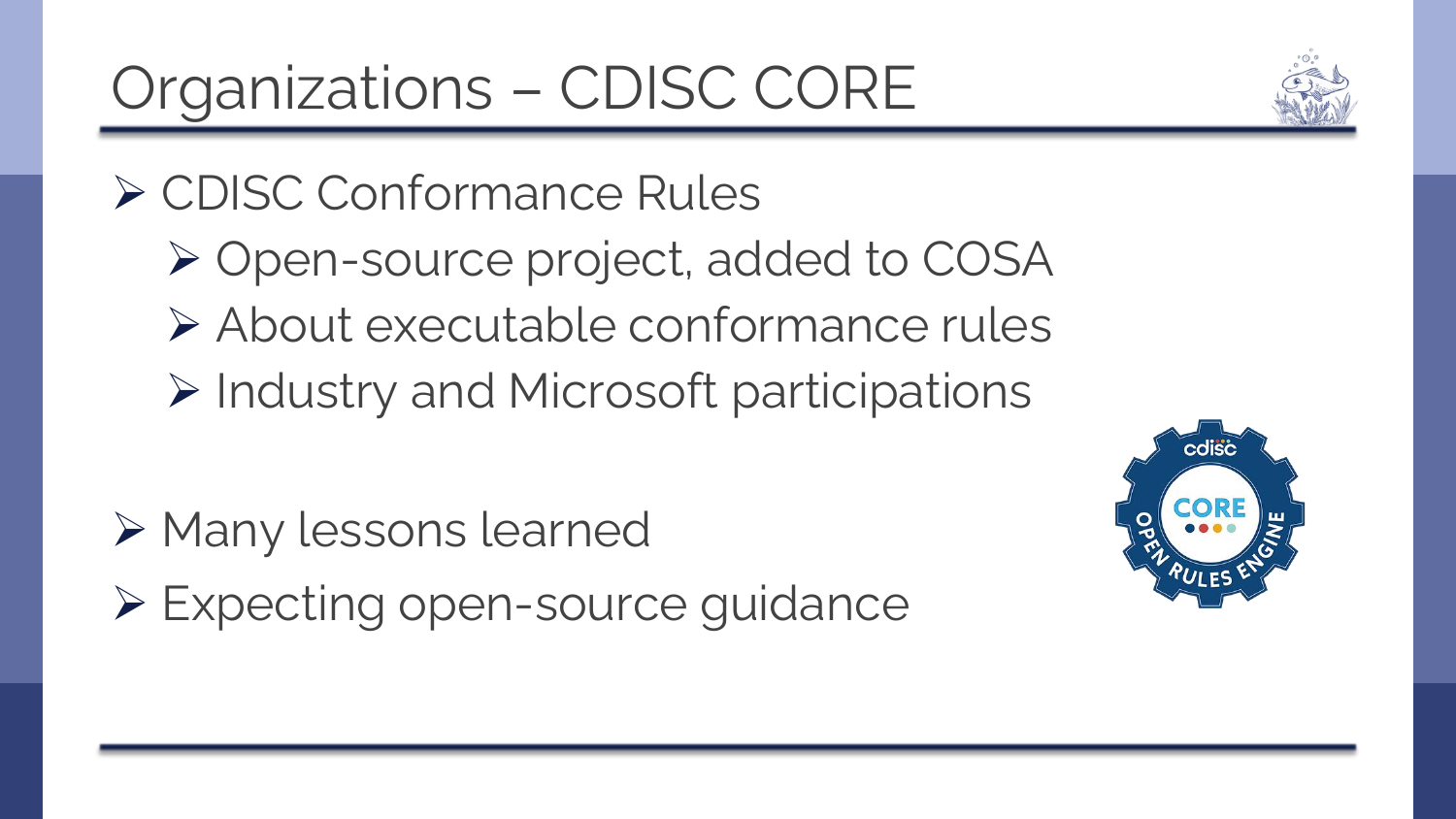# Organizations – CDISC CORE

- CDISC Conformance Rules
  - Open-source project, added to COSA
  - About executable conformance rules
  - Industry and Microsoft participations
- Many lessons learned
- Expecting open-source guidance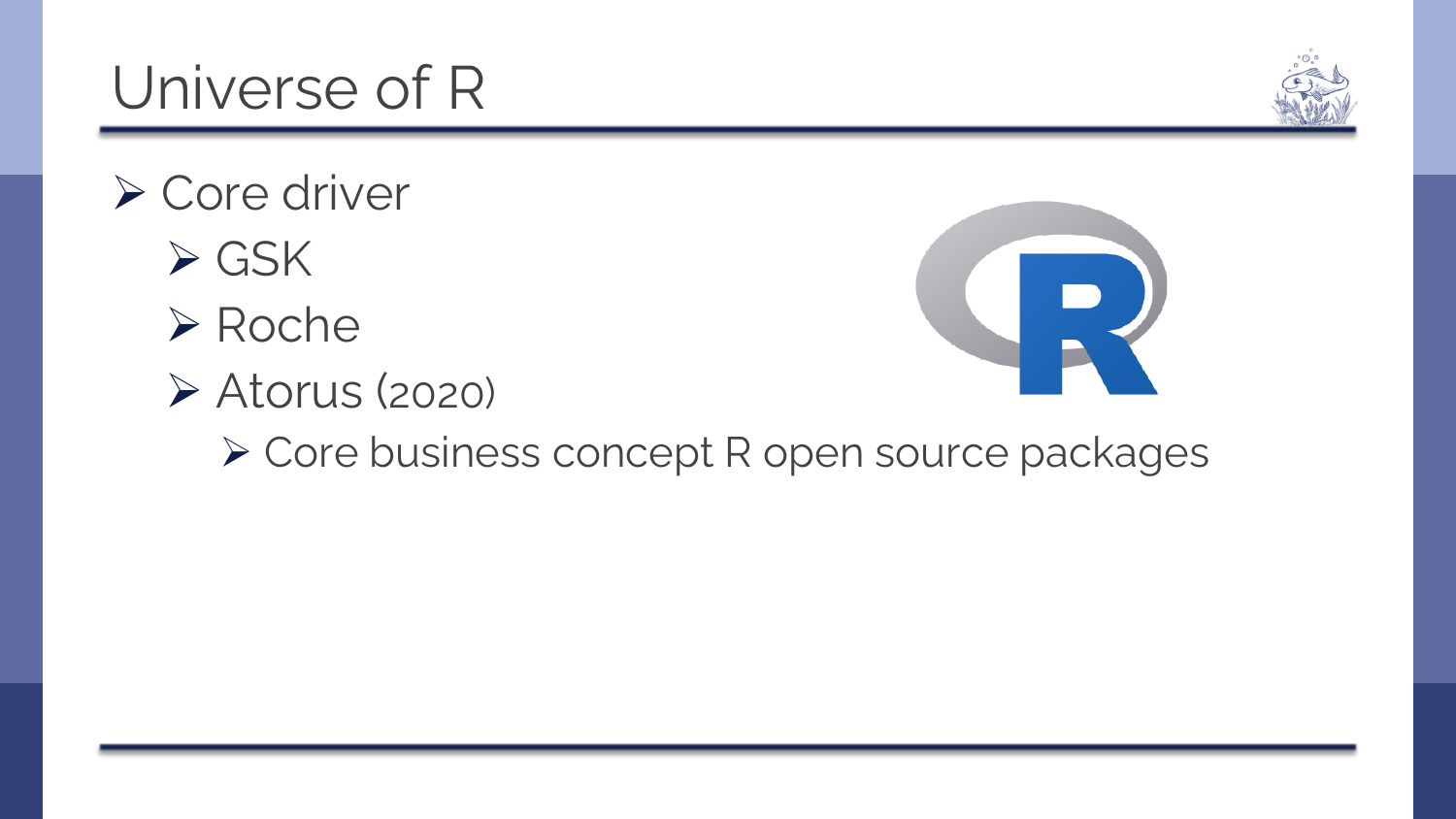# Universe of R

- Core driver
  - GSK
  - Roche
  - Atorus (2020)
    - Core business concept R open source packages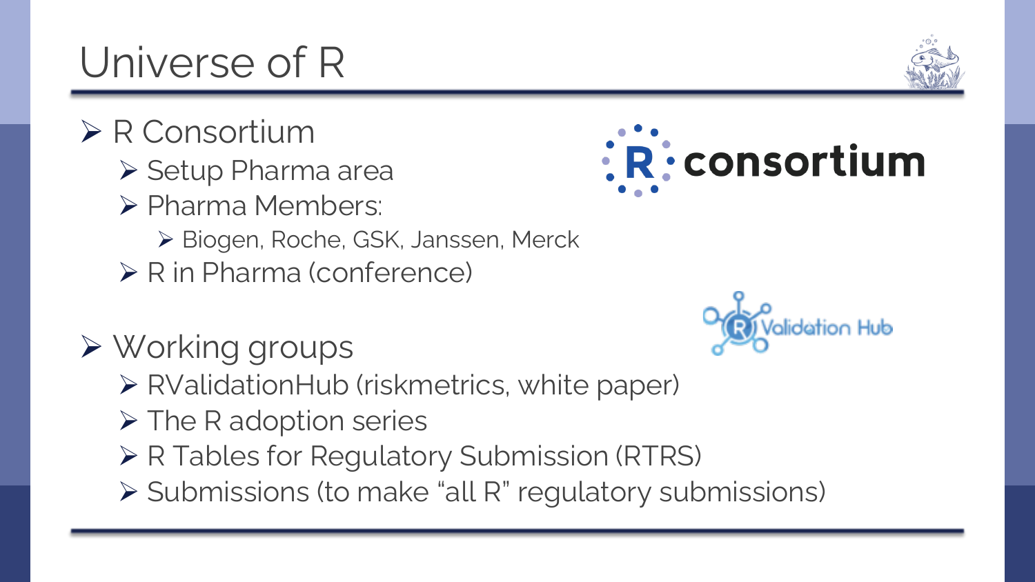# Universe of R

- R Consortium
  - Setup Pharma area
  - Pharma Members:
    - Biogen, Roche, GSK, Janssen, Merck
  - R in Pharma (conference)
- Working groups
  - RValidationHub (riskmetrics, white paper)
  - The R adoption series
  - R Tables for Regulatory Submission (RTRS)
  - Submissions (to make “all R” regulatory submissions)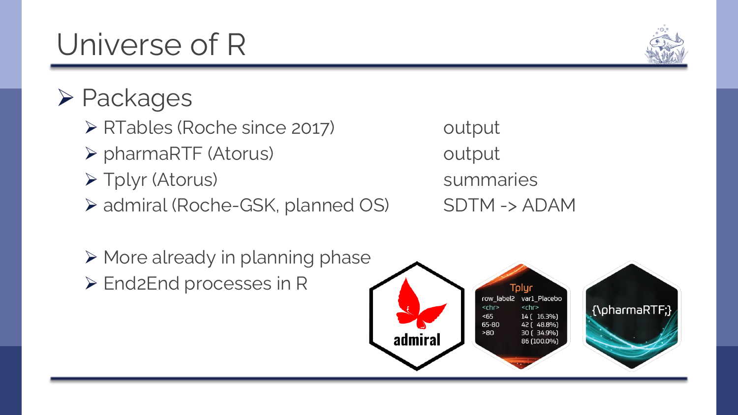# Universe of R

- Packages
  - RTables (Roche since 2017) — output
  - pharmaRTF (Atorus) — output
  - Tplyr (Atorus) — summaries
  - admiral (Roche-GSK, planned OS) — SDTM -> ADAM

- More already in planning phase
- End2End processes in R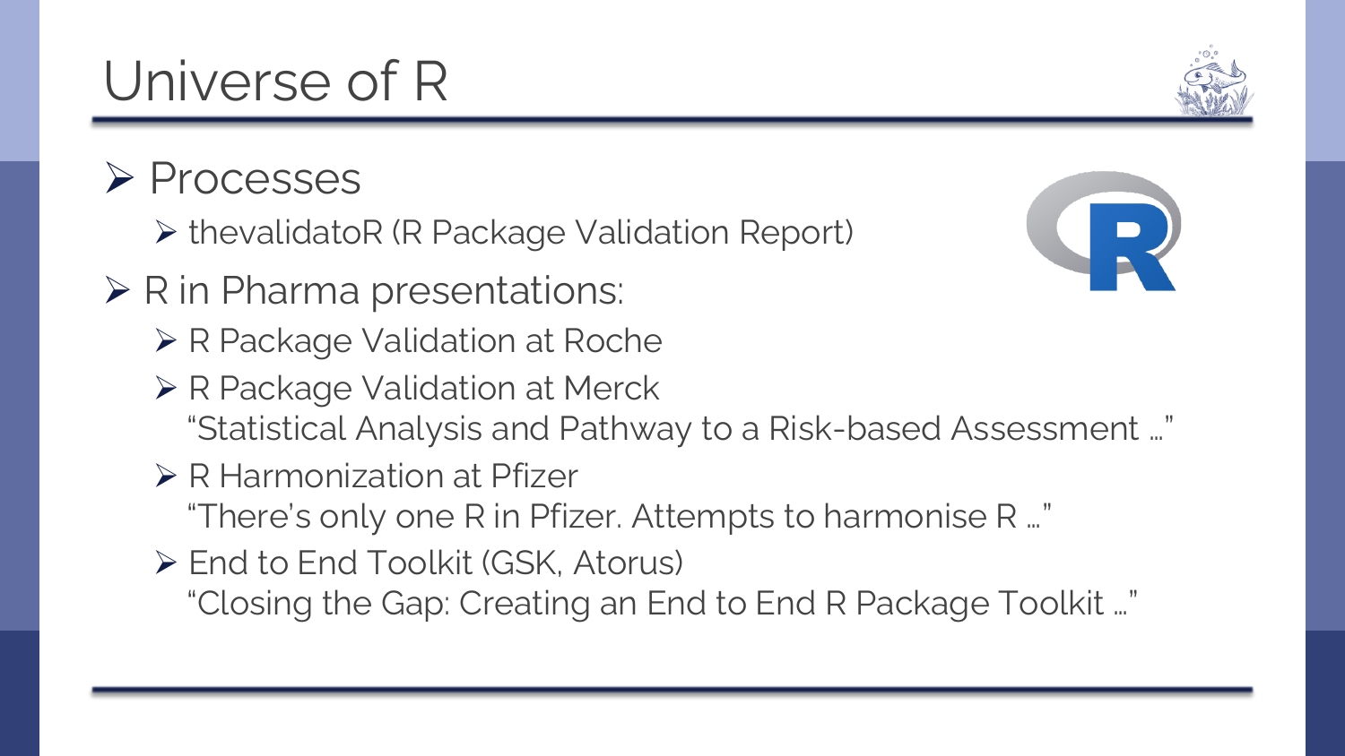# Universe of R

- Processes
  - thevalidatoR (R Package Validation Report)
- R in Pharma presentations:
  - R Package Validation at Roche
  - R Package Validation at Merck
    "Statistical Analysis and Pathway to a Risk-based Assessment …"
  - R Harmonization at Pfizer
    "There's only one R in Pfizer. Attempts to harmonise R …"
  - End to End Toolkit (GSK, Atorus)
    "Closing the Gap: Creating an End to End R Package Toolkit …"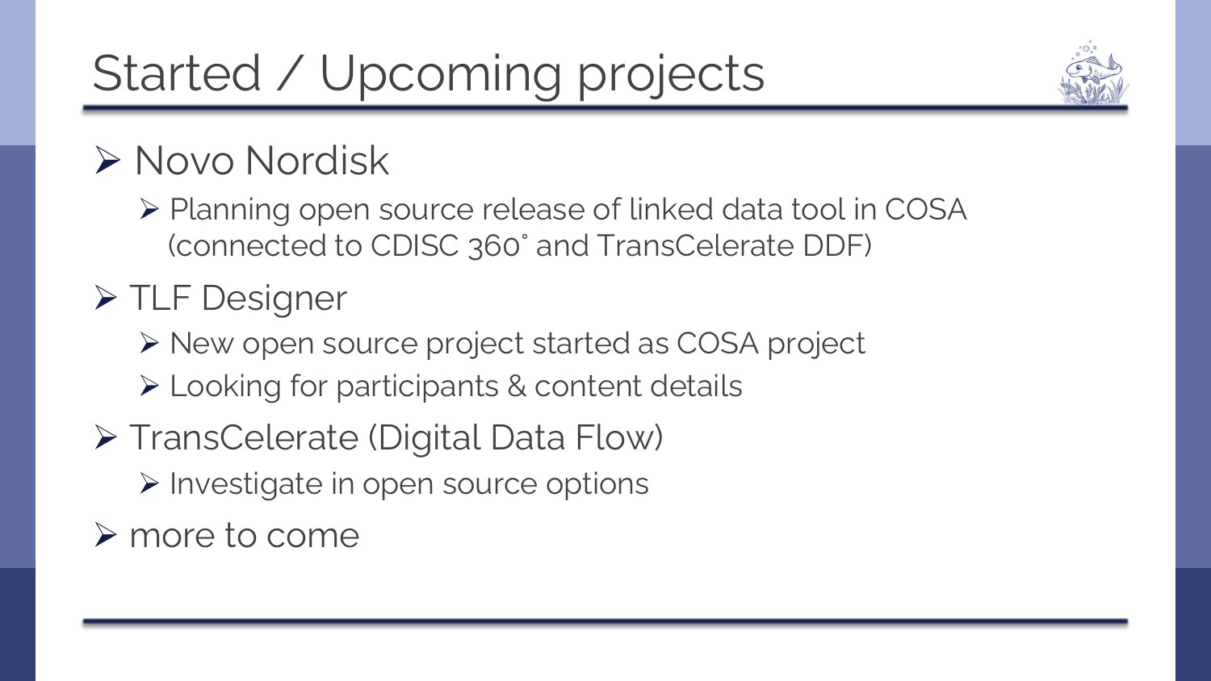# Started / Upcoming projects

- Novo Nordisk
  - Planning open source release of linked data tool in COSA (connected to CDISC 360˚ and TransCelerate DDF)
- TLF Designer
  - New open source project started as COSA project
  - Looking for participants & content details
- TransCelerate (Digital Data Flow)
  - Investigate in open source options
- more to come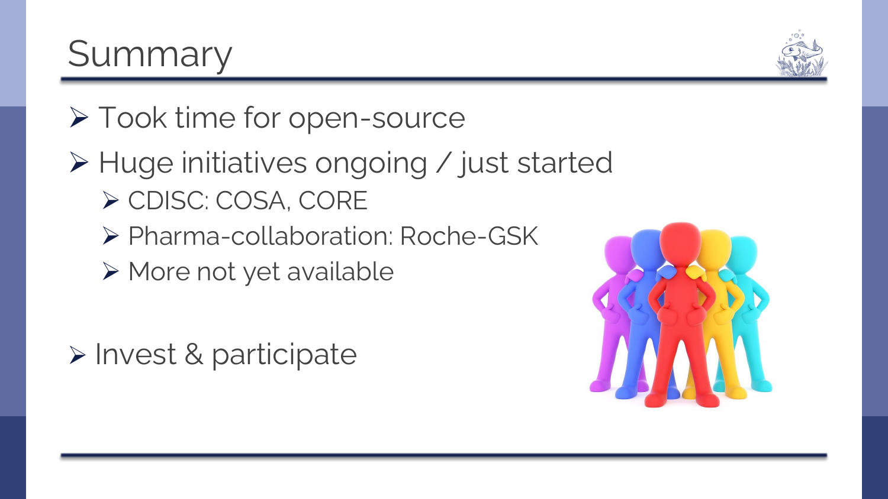# Summary

- Took time for open-source
- Huge initiatives ongoing / just started
  - CDISC: COSA, CORE
  - Pharma-collaboration: Roche-GSK
  - More not yet available
- Invest & participate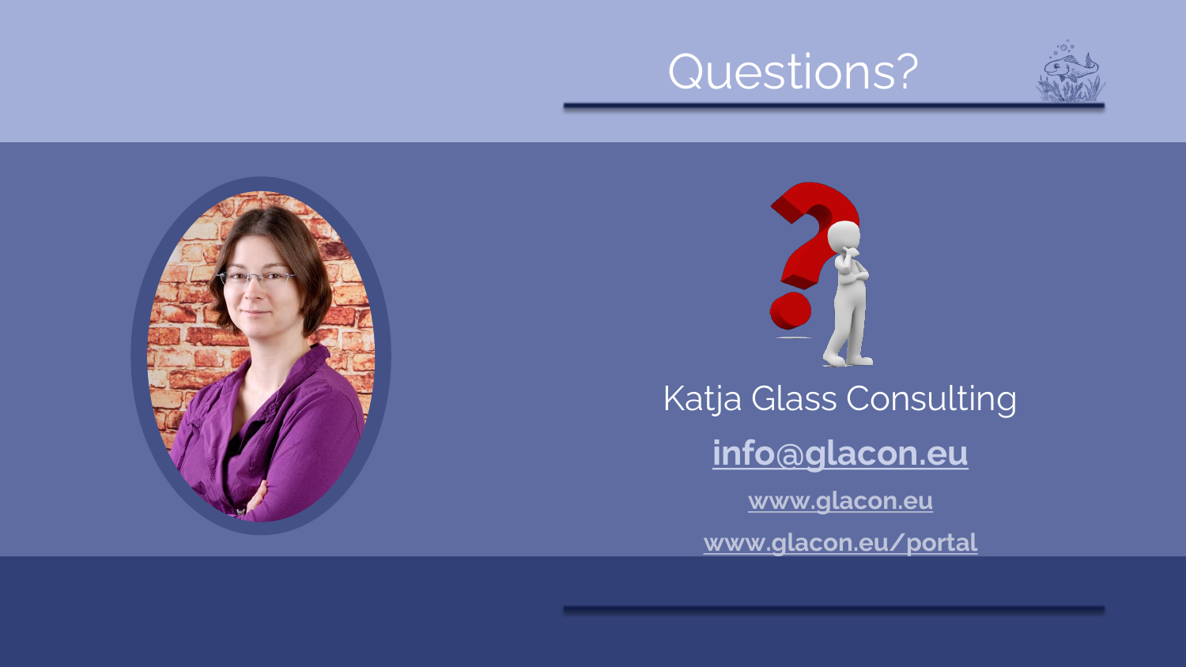# Questions?

Katja Glass Consulting

**info@glacon.eu**

www.glacon.eu

www.glacon.eu/portal